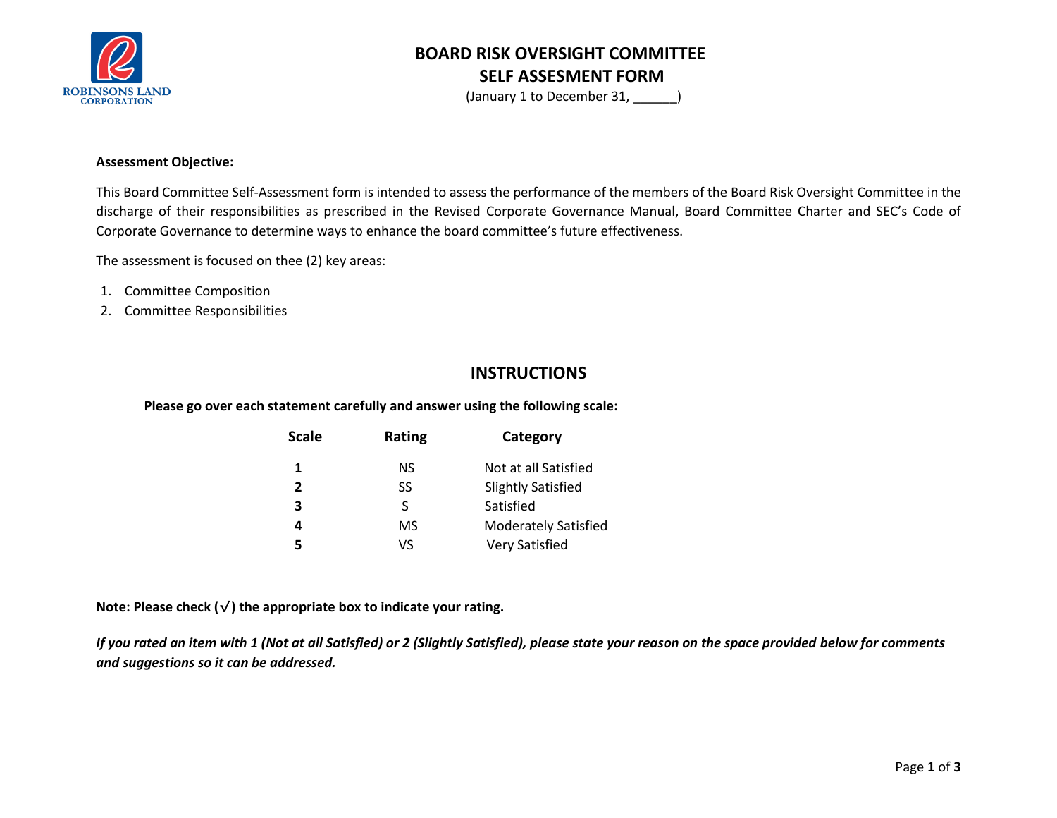ROBINSONS LAND CORPORATION

# BOARD RISK OVERSIGHT COMMITTEE
# SELF ASSESMENT FORM

(January 1 to December 31, ______)

**Assessment Objective:**

This Board Committee Self-Assessment form is intended to assess the performance of the members of the Board Risk Oversight Committee in the discharge of their responsibilities as prescribed in the Revised Corporate Governance Manual, Board Committee Charter and SEC's Code of Corporate Governance to determine ways to enhance the board committee's future effectiveness.

The assessment is focused on thee (2) key areas:

1. Committee Composition
2. Committee Responsibilities

## INSTRUCTIONS

**Please go over each statement carefully and answer using the following scale:**

| Scale | Rating | Category |
|---|---|---|
| **1** | NS | Not at all Satisfied |
| **2** | SS | Slightly Satisfied |
| **3** | S | Satisfied |
| **4** | MS | Moderately Satisfied |
| **5** | VS | Very Satisfied |

**Note: Please check (√) the appropriate box to indicate your rating.**

***If you rated an item with 1 (Not at all Satisfied) or 2 (Slightly Satisfied), please state your reason on the space provided below for comments and suggestions so it can be addressed.***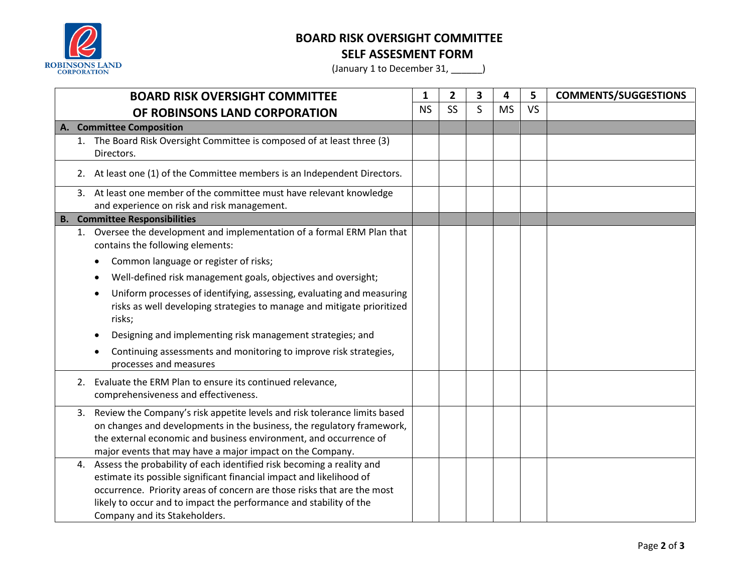# BOARD RISK OVERSIGHT COMMITTEE

## SELF ASSESMENT FORM

(January 1 to December 31, ______)

| BOARD RISK OVERSIGHT COMMITTEE OF ROBINSONS LAND CORPORATION | 1 | 2 | 3 | 4 | 5 | COMMENTS/SUGGESTIONS |
|---|---|---|---|---|---|---|
| | NS | SS | S | MS | VS | |
| **A. Committee Composition** | | | | | | |
| 1. The Board Risk Oversight Committee is composed of at least three (3) Directors. | | | | | | |
| 2. At least one (1) of the Committee members is an Independent Directors. | | | | | | |
| 3. At least one member of the committee must have relevant knowledge and experience on risk and risk management. | | | | | | |
| **B. Committee Responsibilities** | | | | | | |
| 1. Oversee the development and implementation of a formal ERM Plan that contains the following elements: <br>• Common language or register of risks; <br>• Well-defined risk management goals, objectives and oversight; <br>• Uniform processes of identifying, assessing, evaluating and measuring risks as well developing strategies to manage and mitigate prioritized risks; <br>• Designing and implementing risk management strategies; and <br>• Continuing assessments and monitoring to improve risk strategies, processes and measures | | | | | | |
| 2. Evaluate the ERM Plan to ensure its continued relevance, comprehensiveness and effectiveness. | | | | | | |
| 3. Review the Company's risk appetite levels and risk tolerance limits based on changes and developments in the business, the regulatory framework, the external economic and business environment, and occurrence of major events that may have a major impact on the Company. | | | | | | |
| 4. Assess the probability of each identified risk becoming a reality and estimate its possible significant financial impact and likelihood of occurrence. Priority areas of concern are those risks that are the most likely to occur and to impact the performance and stability of the Company and its Stakeholders. | | | | | | |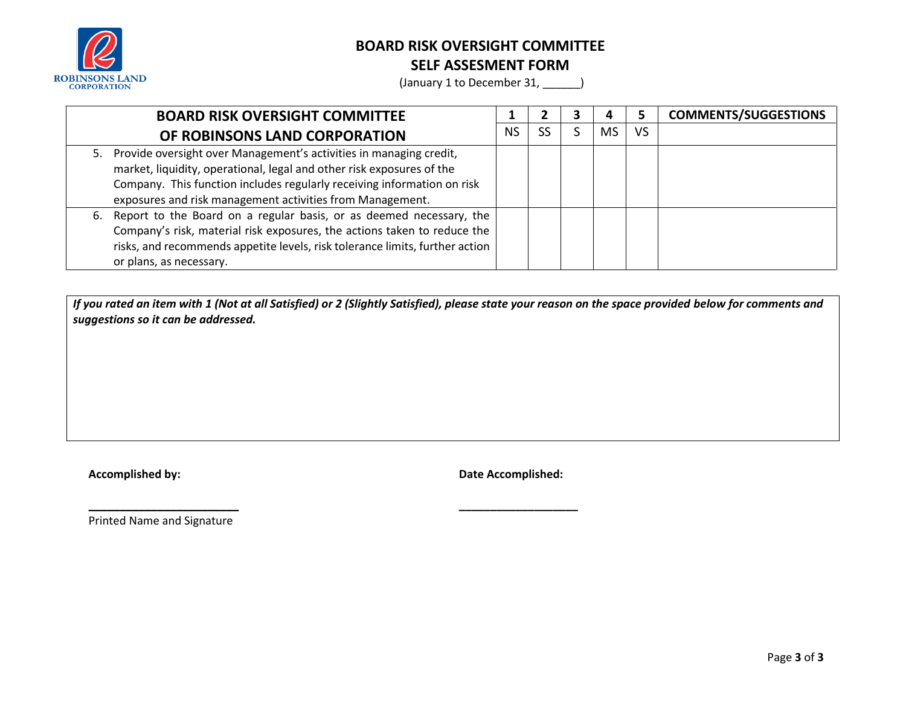# BOARD RISK OVERSIGHT COMMITTEE
## SELF ASSESMENT FORM

(January 1 to December 31, ______)

| BOARD RISK OVERSIGHT COMMITTEE OF ROBINSONS LAND CORPORATION | 1 | 2 | 3 | 4 | 5 | COMMENTS/SUGGESTIONS |
|---|---|---|---|---|---|---|
| | NS | SS | S | MS | VS | |
| 5. Provide oversight over Management's activities in managing credit, market, liquidity, operational, legal and other risk exposures of the Company. This function includes regularly receiving information on risk exposures and risk management activities from Management. | | | | | | |
| 6. Report to the Board on a regular basis, or as deemed necessary, the Company's risk, material risk exposures, the actions taken to reduce the risks, and recommends appetite levels, risk tolerance limits, further action or plans, as necessary. | | | | | | |

***If you rated an item with 1 (Not at all Satisfied) or 2 (Slightly Satisfied), please state your reason on the space provided below for comments and suggestions so it can be addressed.***

**Accomplished by:**

________________________

Printed Name and Signature

**Date Accomplished:**

___________________